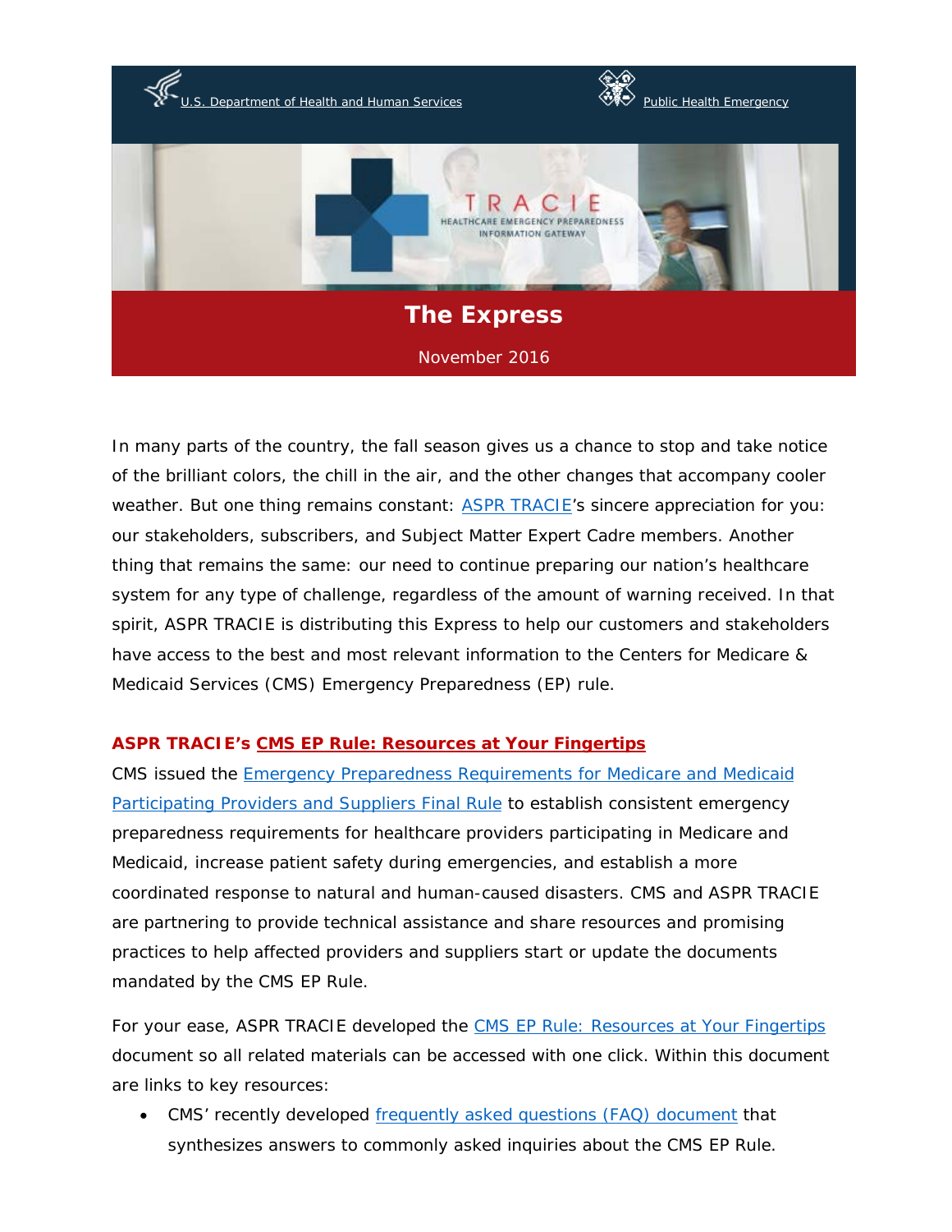U.S. Department of Health and Human Services

Public Health Emergency

TRACIE
HEALTHCARE EMERGENCY PREPAREDNESS INFORMATION GATEWAY

# The Express

November 2016

In many parts of the country, the fall season gives us a chance to stop and take notice of the brilliant colors, the chill in the air, and the other changes that accompany cooler weather. But one thing remains constant: ASPR TRACIE's sincere appreciation for you: our stakeholders, subscribers, and Subject Matter Expert Cadre members. Another thing that remains the same: our need to continue preparing our nation's healthcare system for any type of challenge, regardless of the amount of warning received. In that spirit, ASPR TRACIE is distributing this Express to help our customers and stakeholders have access to the best and most relevant information to the Centers for Medicare & Medicaid Services (CMS) Emergency Preparedness (EP) rule.

### ASPR TRACIE's CMS EP Rule: Resources at Your Fingertips

CMS issued the Emergency Preparedness Requirements for Medicare and Medicaid Participating Providers and Suppliers Final Rule to establish consistent emergency preparedness requirements for healthcare providers participating in Medicare and Medicaid, increase patient safety during emergencies, and establish a more coordinated response to natural and human-caused disasters. CMS and ASPR TRACIE are partnering to provide technical assistance and share resources and promising practices to help affected providers and suppliers start or update the documents mandated by the CMS EP Rule.

For your ease, ASPR TRACIE developed the CMS EP Rule: Resources at Your Fingertips document so all related materials can be accessed with one click. Within this document are links to key resources:

- CMS' recently developed frequently asked questions (FAQ) document that synthesizes answers to commonly asked inquiries about the CMS EP Rule.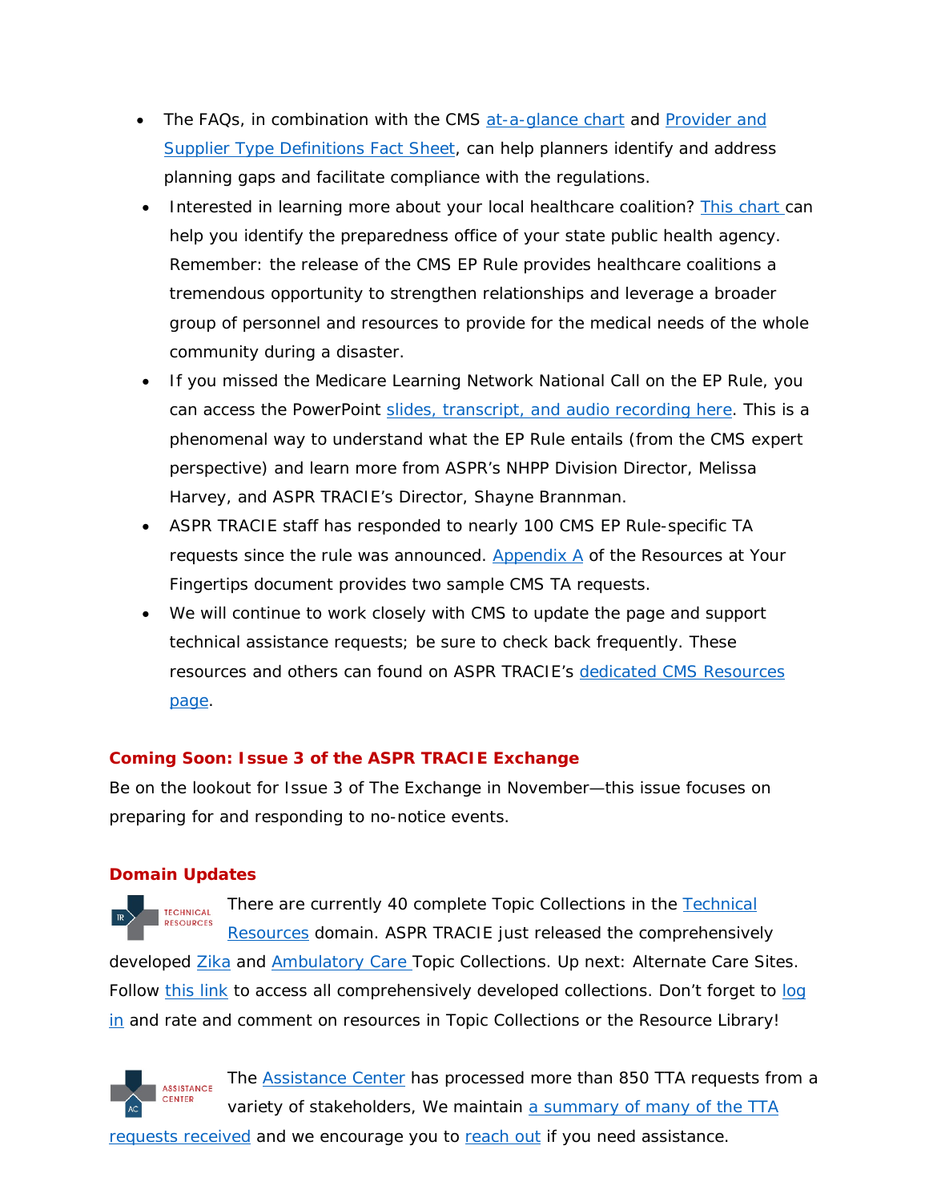- The FAQs, in combination with the CMS at-a-glance chart and Provider and Supplier Type Definitions Fact Sheet, can help planners identify and address planning gaps and facilitate compliance with the regulations.
- Interested in learning more about your local healthcare coalition? This chart can help you identify the preparedness office of your state public health agency. Remember: the release of the CMS EP Rule provides healthcare coalitions a tremendous opportunity to strengthen relationships and leverage a broader group of personnel and resources to provide for the medical needs of the whole community during a disaster.
- If you missed the Medicare Learning Network National Call on the EP Rule, you can access the PowerPoint slides, transcript, and audio recording here. This is a phenomenal way to understand what the EP Rule entails (from the CMS expert perspective) and learn more from ASPR's NHPP Division Director, Melissa Harvey, and ASPR TRACIE's Director, Shayne Brannman.
- ASPR TRACIE staff has responded to nearly 100 CMS EP Rule-specific TA requests since the rule was announced. Appendix A of the Resources at Your Fingertips document provides two sample CMS TA requests.
- We will continue to work closely with CMS to update the page and support technical assistance requests; be sure to check back frequently. These resources and others can found on ASPR TRACIE's dedicated CMS Resources page.

## Coming Soon: Issue 3 of the ASPR TRACIE Exchange

Be on the lookout for Issue 3 of The Exchange in November—this issue focuses on preparing for and responding to no-notice events.

## Domain Updates

There are currently 40 complete Topic Collections in the Technical Resources domain. ASPR TRACIE just released the comprehensively developed Zika and Ambulatory Care Topic Collections. Up next: Alternate Care Sites. Follow this link to access all comprehensively developed collections. Don't forget to log in and rate and comment on resources in Topic Collections or the Resource Library!

The Assistance Center has processed more than 850 TTA requests from a variety of stakeholders, We maintain a summary of many of the TTA requests received and we encourage you to reach out if you need assistance.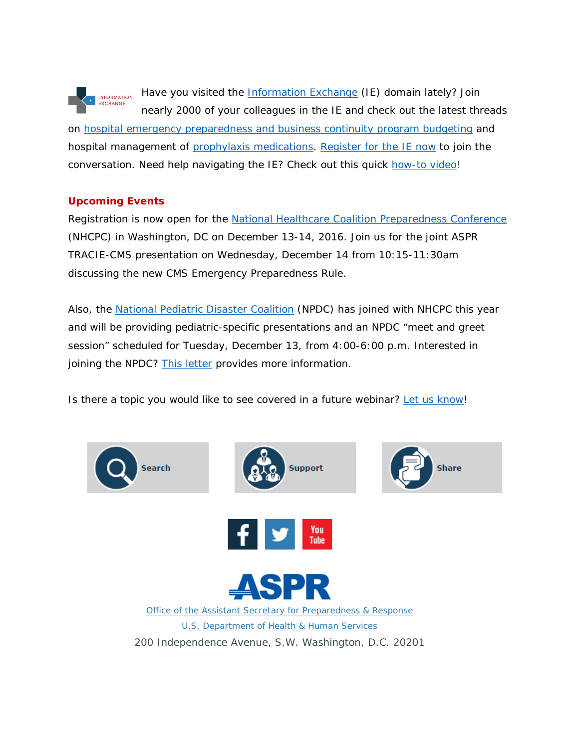INFORMATION EXCHANGE

Have you visited the Information Exchange (IE) domain lately? Join nearly 2000 of your colleagues in the IE and check out the latest threads on hospital emergency preparedness and business continuity program budgeting and hospital management of prophylaxis medications. Register for the IE now to join the conversation. Need help navigating the IE? Check out this quick how-to video!

## Upcoming Events

Registration is now open for the National Healthcare Coalition Preparedness Conference (NHCPC) in Washington, DC on December 13-14, 2016. Join us for the joint ASPR TRACIE-CMS presentation on Wednesday, December 14 from 10:15-11:30am discussing the new CMS Emergency Preparedness Rule.

Also, the National Pediatric Disaster Coalition (NPDC) has joined with NHCPC this year and will be providing pediatric-specific presentations and an NPDC "meet and greet session" scheduled for Tuesday, December 13, from 4:00-6:00 p.m. Interested in joining the NPDC? This letter provides more information.

Is there a topic you would like to see covered in a future webinar? Let us know!

Search | Support | Share

ASPR

Office of the Assistant Secretary for Preparedness & Response

U.S. Department of Health & Human Services

200 Independence Avenue, S.W. Washington, D.C. 20201